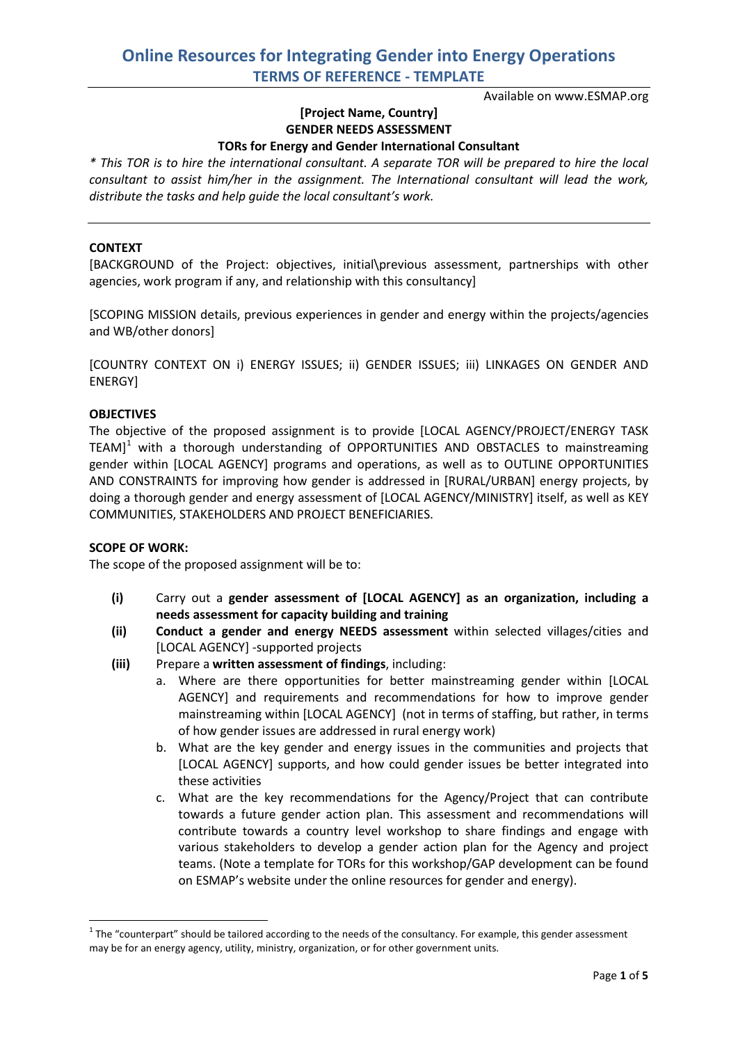# Online Resources for Integrating Gender into Energy Operations

## TERMS OF REFERENCE - TEMPLATE

Available on www.ESMAP.org

**[Project Name, Country]**
**GENDER NEEDS ASSESSMENT**
**TORs for Energy and Gender International Consultant**

*\* This TOR is to hire the international consultant. A separate TOR will be prepared to hire the local consultant to assist him/her in the assignment. The International consultant will lead the work, distribute the tasks and help guide the local consultant's work.*

---

**CONTEXT**

[BACKGROUND of the Project: objectives, initial\previous assessment, partnerships with other agencies, work program if any, and relationship with this consultancy]

[SCOPING MISSION details, previous experiences in gender and energy within the projects/agencies and WB/other donors]

[COUNTRY CONTEXT ON i) ENERGY ISSUES; ii) GENDER ISSUES; iii) LINKAGES ON GENDER AND ENERGY]

**OBJECTIVES**

The objective of the proposed assignment is to provide [LOCAL AGENCY/PROJECT/ENERGY TASK TEAM][1] with a thorough understanding of OPPORTUNITIES AND OBSTACLES to mainstreaming gender within [LOCAL AGENCY] programs and operations, as well as to OUTLINE OPPORTUNITIES AND CONSTRAINTS for improving how gender is addressed in [RURAL/URBAN] energy projects, by doing a thorough gender and energy assessment of [LOCAL AGENCY/MINISTRY] itself, as well as KEY COMMUNITIES, STAKEHOLDERS AND PROJECT BENEFICIARIES.

**SCOPE OF WORK:**

The scope of the proposed assignment will be to:

- **(i)** Carry out a **gender assessment of [LOCAL AGENCY] as an organization, including a needs assessment for capacity building and training**
- **(ii)** **Conduct a gender and energy NEEDS assessment** within selected villages/cities and [LOCAL AGENCY] -supported projects
- **(iii)** Prepare a **written assessment of findings**, including:
  - a. Where are there opportunities for better mainstreaming gender within [LOCAL AGENCY] and requirements and recommendations for how to improve gender mainstreaming within [LOCAL AGENCY] (not in terms of staffing, but rather, in terms of how gender issues are addressed in rural energy work)
  - b. What are the key gender and energy issues in the communities and projects that [LOCAL AGENCY] supports, and how could gender issues be better integrated into these activities
  - c. What are the key recommendations for the Agency/Project that can contribute towards a future gender action plan. This assessment and recommendations will contribute towards a country level workshop to share findings and engage with various stakeholders to develop a gender action plan for the Agency and project teams. (Note a template for TORs for this workshop/GAP development can be found on ESMAP's website under the online resources for gender and energy).

---

[1] The "counterpart" should be tailored according to the needs of the consultancy. For example, this gender assessment may be for an energy agency, utility, ministry, organization, or for other government units.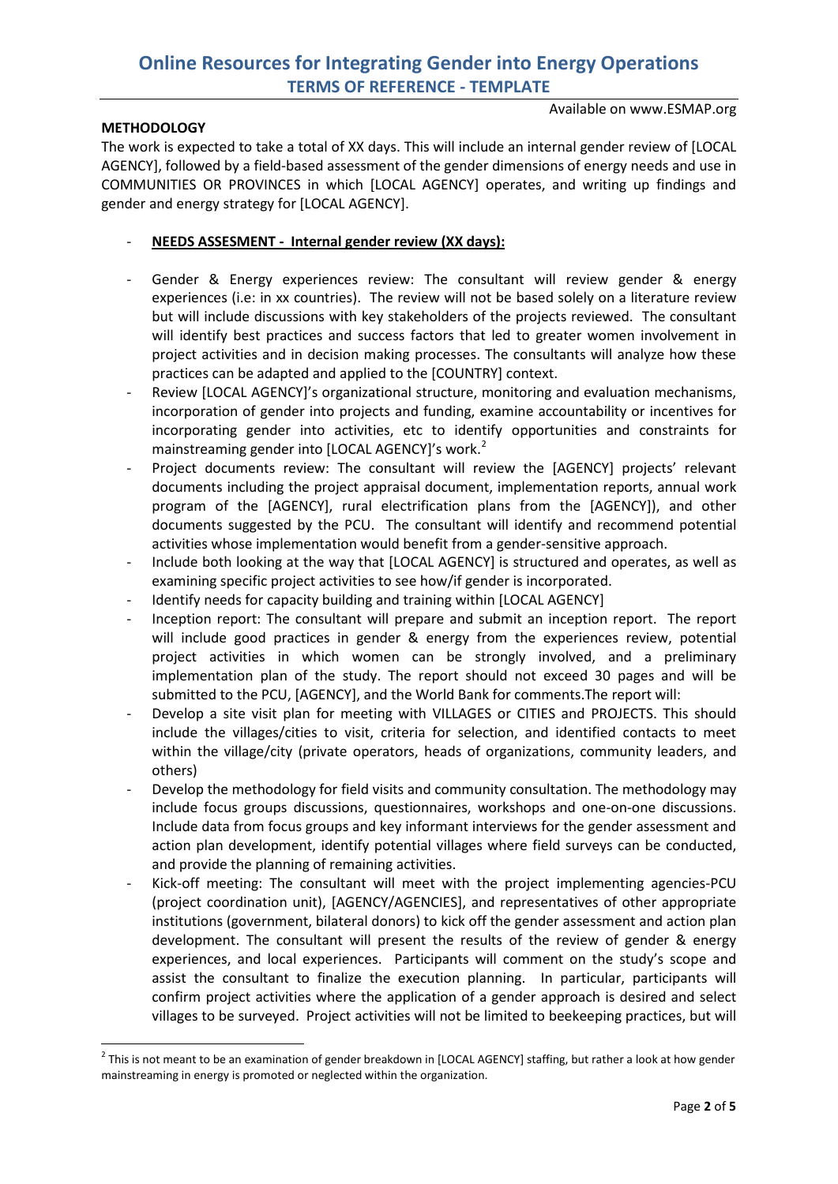**METHODOLOGY**

The work is expected to take a total of XX days. This will include an internal gender review of [LOCAL AGENCY], followed by a field-based assessment of the gender dimensions of energy needs and use in COMMUNITIES OR PROVINCES in which [LOCAL AGENCY] operates, and writing up findings and gender and energy strategy for [LOCAL AGENCY].

- **NEEDS ASSESMENT - Internal gender review (XX days):**

- Gender & Energy experiences review: The consultant will review gender & energy experiences (i.e: in xx countries). The review will not be based solely on a literature review but will include discussions with key stakeholders of the projects reviewed. The consultant will identify best practices and success factors that led to greater women involvement in project activities and in decision making processes. The consultants will analyze how these practices can be adapted and applied to the [COUNTRY] context.
- Review [LOCAL AGENCY]'s organizational structure, monitoring and evaluation mechanisms, incorporation of gender into projects and funding, examine accountability or incentives for incorporating gender into activities, etc to identify opportunities and constraints for mainstreaming gender into [LOCAL AGENCY]'s work.[2]
- Project documents review: The consultant will review the [AGENCY] projects' relevant documents including the project appraisal document, implementation reports, annual work program of the [AGENCY], rural electrification plans from the [AGENCY]), and other documents suggested by the PCU. The consultant will identify and recommend potential activities whose implementation would benefit from a gender-sensitive approach.
- Include both looking at the way that [LOCAL AGENCY] is structured and operates, as well as examining specific project activities to see how/if gender is incorporated.
- Identify needs for capacity building and training within [LOCAL AGENCY]
- Inception report: The consultant will prepare and submit an inception report. The report will include good practices in gender & energy from the experiences review, potential project activities in which women can be strongly involved, and a preliminary implementation plan of the study. The report should not exceed 30 pages and will be submitted to the PCU, [AGENCY], and the World Bank for comments.The report will:
- Develop a site visit plan for meeting with VILLAGES or CITIES and PROJECTS. This should include the villages/cities to visit, criteria for selection, and identified contacts to meet within the village/city (private operators, heads of organizations, community leaders, and others)
- Develop the methodology for field visits and community consultation. The methodology may include focus groups discussions, questionnaires, workshops and one-on-one discussions. Include data from focus groups and key informant interviews for the gender assessment and action plan development, identify potential villages where field surveys can be conducted, and provide the planning of remaining activities.
- Kick-off meeting: The consultant will meet with the project implementing agencies-PCU (project coordination unit), [AGENCY/AGENCIES], and representatives of other appropriate institutions (government, bilateral donors) to kick off the gender assessment and action plan development. The consultant will present the results of the review of gender & energy experiences, and local experiences. Participants will comment on the study's scope and assist the consultant to finalize the execution planning. In particular, participants will confirm project activities where the application of a gender approach is desired and select villages to be surveyed. Project activities will not be limited to beekeeping practices, but will

---

[2] This is not meant to be an examination of gender breakdown in [LOCAL AGENCY] staffing, but rather a look at how gender mainstreaming in energy is promoted or neglected within the organization.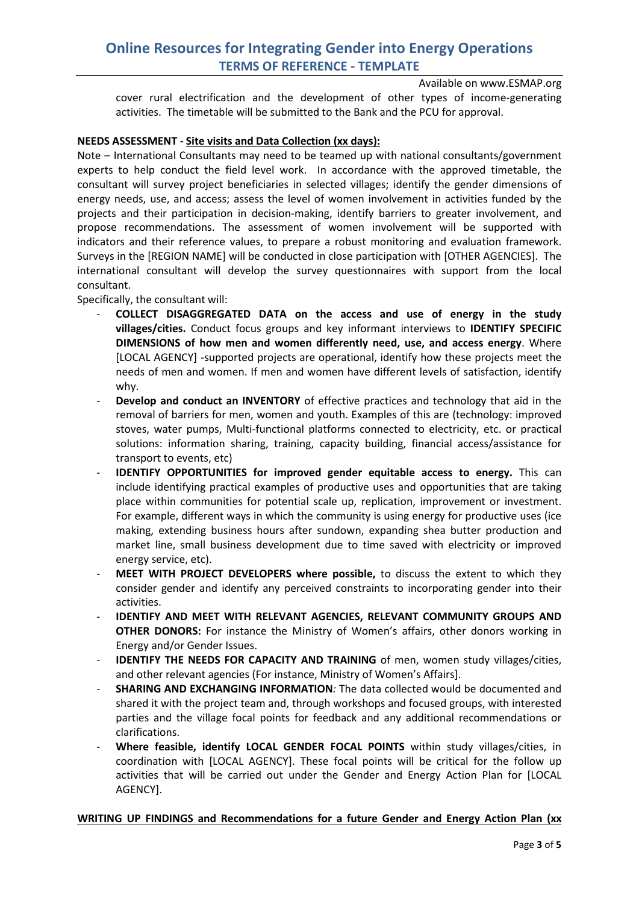cover rural electrification and the development of other types of income-generating activities. The timetable will be submitted to the Bank and the PCU for approval.

**NEEDS ASSESSMENT - Site visits and Data Collection (xx days):**

Note – International Consultants may need to be teamed up with national consultants/government experts to help conduct the field level work. In accordance with the approved timetable, the consultant will survey project beneficiaries in selected villages; identify the gender dimensions of energy needs, use, and access; assess the level of women involvement in activities funded by the projects and their participation in decision-making, identify barriers to greater involvement, and propose recommendations. The assessment of women involvement will be supported with indicators and their reference values, to prepare a robust monitoring and evaluation framework. Surveys in the [REGION NAME] will be conducted in close participation with [OTHER AGENCIES]. The international consultant will develop the survey questionnaires with support from the local consultant.

Specifically, the consultant will:

- **COLLECT DISAGGREGATED DATA on the access and use of energy in the study villages/cities.** Conduct focus groups and key informant interviews to **IDENTIFY SPECIFIC DIMENSIONS of how men and women differently need, use, and access energy**. Where [LOCAL AGENCY] -supported projects are operational, identify how these projects meet the needs of men and women. If men and women have different levels of satisfaction, identify why.
- **Develop and conduct an INVENTORY** of effective practices and technology that aid in the removal of barriers for men, women and youth. Examples of this are (technology: improved stoves, water pumps, Multi-functional platforms connected to electricity, etc. or practical solutions: information sharing, training, capacity building, financial access/assistance for transport to events, etc)
- **IDENTIFY OPPORTUNITIES for improved gender equitable access to energy.** This can include identifying practical examples of productive uses and opportunities that are taking place within communities for potential scale up, replication, improvement or investment. For example, different ways in which the community is using energy for productive uses (ice making, extending business hours after sundown, expanding shea butter production and market line, small business development due to time saved with electricity or improved energy service, etc).
- **MEET WITH PROJECT DEVELOPERS where possible,** to discuss the extent to which they consider gender and identify any perceived constraints to incorporating gender into their activities.
- **IDENTIFY AND MEET WITH RELEVANT AGENCIES, RELEVANT COMMUNITY GROUPS AND OTHER DONORS:** For instance the Ministry of Women's affairs, other donors working in Energy and/or Gender Issues.
- **IDENTIFY THE NEEDS FOR CAPACITY AND TRAINING** of men, women study villages/cities, and other relevant agencies (For instance, Ministry of Women's Affairs].
- **SHARING AND EXCHANGING INFORMATION***:* The data collected would be documented and shared it with the project team and, through workshops and focused groups, with interested parties and the village focal points for feedback and any additional recommendations or clarifications.
- **Where feasible, identify LOCAL GENDER FOCAL POINTS** within study villages/cities, in coordination with [LOCAL AGENCY]. These focal points will be critical for the follow up activities that will be carried out under the Gender and Energy Action Plan for [LOCAL AGENCY].

**WRITING UP FINDINGS and Recommendations for a future Gender and Energy Action Plan (xx**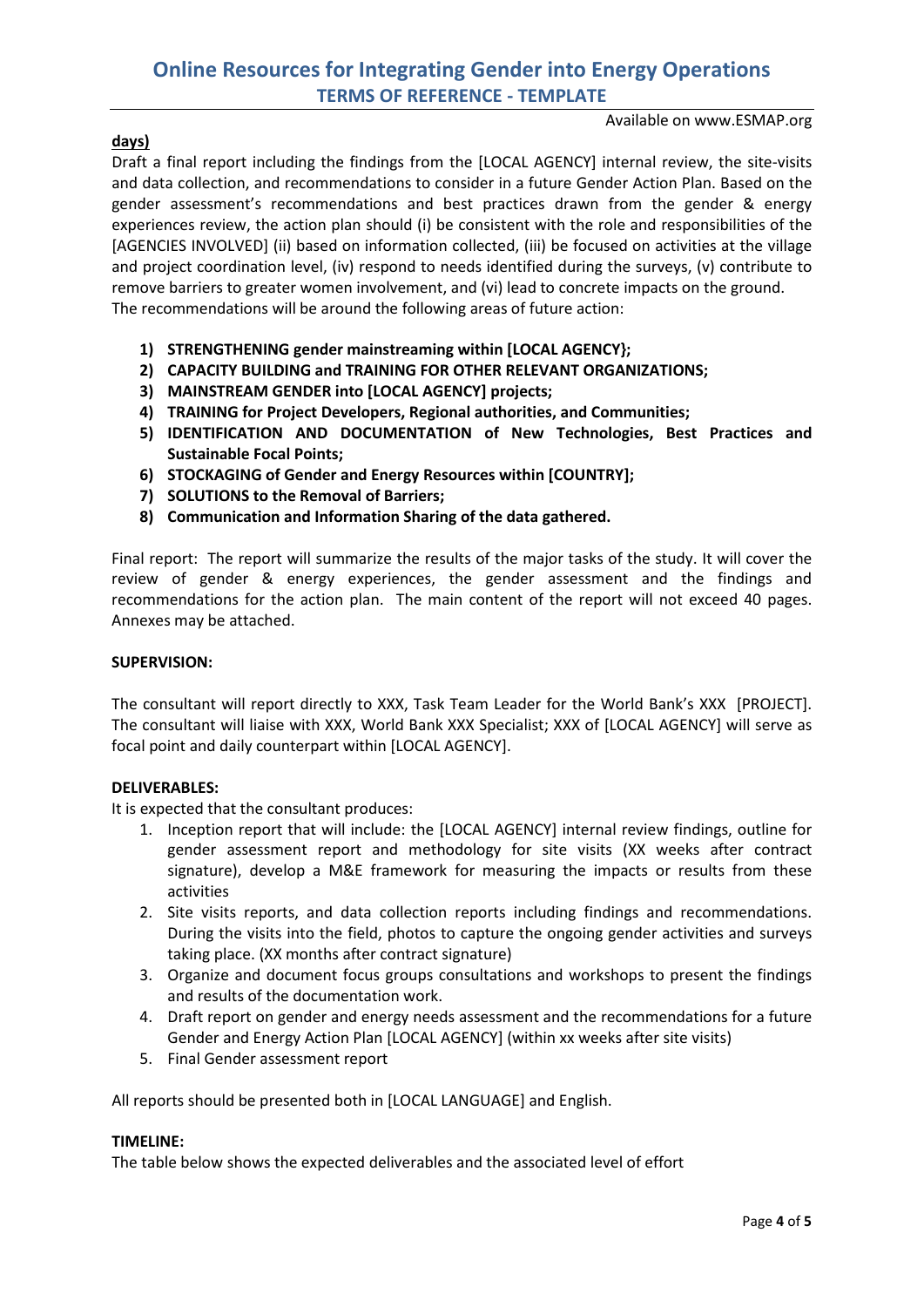**days)**

Draft a final report including the findings from the [LOCAL AGENCY] internal review, the site-visits and data collection, and recommendations to consider in a future Gender Action Plan. Based on the gender assessment's recommendations and best practices drawn from the gender & energy experiences review, the action plan should (i) be consistent with the role and responsibilities of the [AGENCIES INVOLVED] (ii) based on information collected, (iii) be focused on activities at the village and project coordination level, (iv) respond to needs identified during the surveys, (v) contribute to remove barriers to greater women involvement, and (vi) lead to concrete impacts on the ground.
The recommendations will be around the following areas of future action:

1) **STRENGTHENING gender mainstreaming within [LOCAL AGENCY};**
2) **CAPACITY BUILDING and TRAINING FOR OTHER RELEVANT ORGANIZATIONS;**
3) **MAINSTREAM GENDER into [LOCAL AGENCY] projects;**
4) **TRAINING for Project Developers, Regional authorities, and Communities;**
5) **IDENTIFICATION AND DOCUMENTATION of New Technologies, Best Practices and Sustainable Focal Points;**
6) **STOCKAGING of Gender and Energy Resources within [COUNTRY];**
7) **SOLUTIONS to the Removal of Barriers;**
8) **Communication and Information Sharing of the data gathered.**

Final report: The report will summarize the results of the major tasks of the study. It will cover the review of gender & energy experiences, the gender assessment and the findings and recommendations for the action plan. The main content of the report will not exceed 40 pages. Annexes may be attached.

**SUPERVISION:**

The consultant will report directly to XXX, Task Team Leader for the World Bank's XXX [PROJECT]. The consultant will liaise with XXX, World Bank XXX Specialist; XXX of [LOCAL AGENCY] will serve as focal point and daily counterpart within [LOCAL AGENCY].

**DELIVERABLES:**

It is expected that the consultant produces:

1. Inception report that will include: the [LOCAL AGENCY] internal review findings, outline for gender assessment report and methodology for site visits (XX weeks after contract signature), develop a M&E framework for measuring the impacts or results from these activities
2. Site visits reports, and data collection reports including findings and recommendations. During the visits into the field, photos to capture the ongoing gender activities and surveys taking place. (XX months after contract signature)
3. Organize and document focus groups consultations and workshops to present the findings and results of the documentation work.
4. Draft report on gender and energy needs assessment and the recommendations for a future Gender and Energy Action Plan [LOCAL AGENCY] (within xx weeks after site visits)
5. Final Gender assessment report

All reports should be presented both in [LOCAL LANGUAGE] and English.

**TIMELINE:**

The table below shows the expected deliverables and the associated level of effort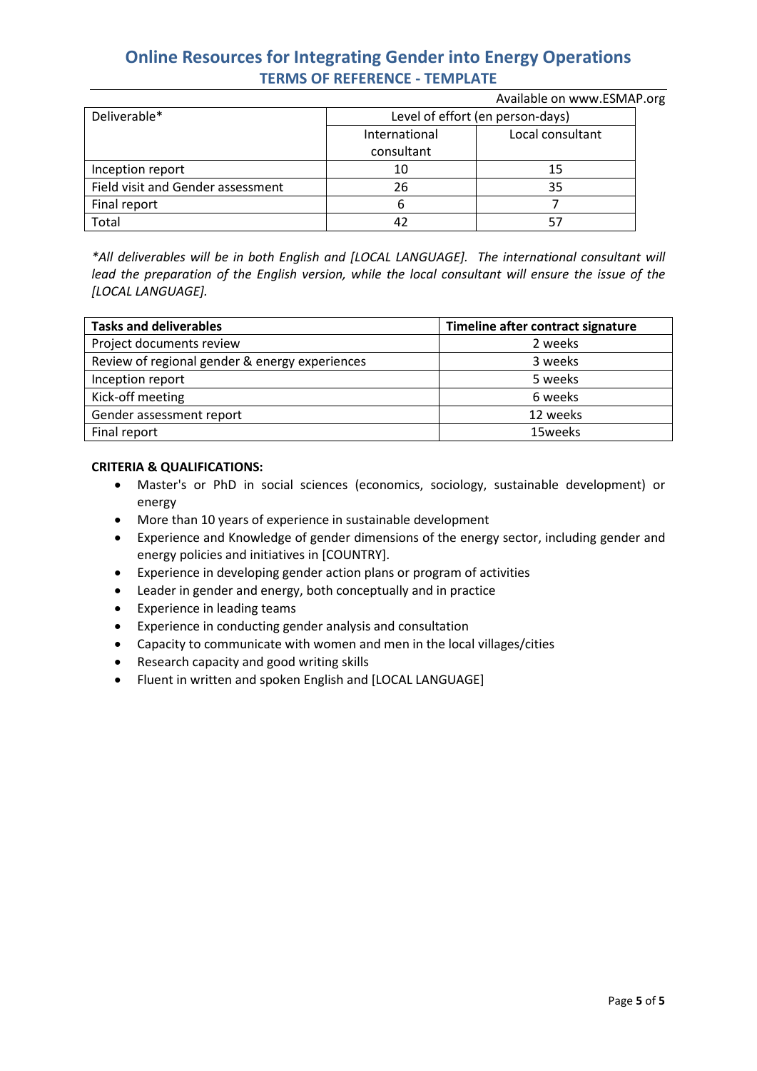| Deliverable* | Level of effort (en person-days) | |
|---|---|---|
| | International consultant | Local consultant |
| Inception report | 10 | 15 |
| Field visit and Gender assessment | 26 | 35 |
| Final report | 6 | 7 |
| Total | 42 | 57 |

*\*All deliverables will be in both English and [LOCAL LANGUAGE]. The international consultant will lead the preparation of the English version, while the local consultant will ensure the issue of the [LOCAL LANGUAGE].*

| Tasks and deliverables | Timeline after contract signature |
|---|---|
| Project documents review | 2 weeks |
| Review of regional gender & energy experiences | 3 weeks |
| Inception report | 5 weeks |
| Kick-off meeting | 6 weeks |
| Gender assessment report | 12 weeks |
| Final report | 15weeks |

**CRITERIA & QUALIFICATIONS:**

- Master's or PhD in social sciences (economics, sociology, sustainable development) or energy
- More than 10 years of experience in sustainable development
- Experience and Knowledge of gender dimensions of the energy sector, including gender and energy policies and initiatives in [COUNTRY].
- Experience in developing gender action plans or program of activities
- Leader in gender and energy, both conceptually and in practice
- Experience in leading teams
- Experience in conducting gender analysis and consultation
- Capacity to communicate with women and men in the local villages/cities
- Research capacity and good writing skills
- Fluent in written and spoken English and [LOCAL LANGUAGE]